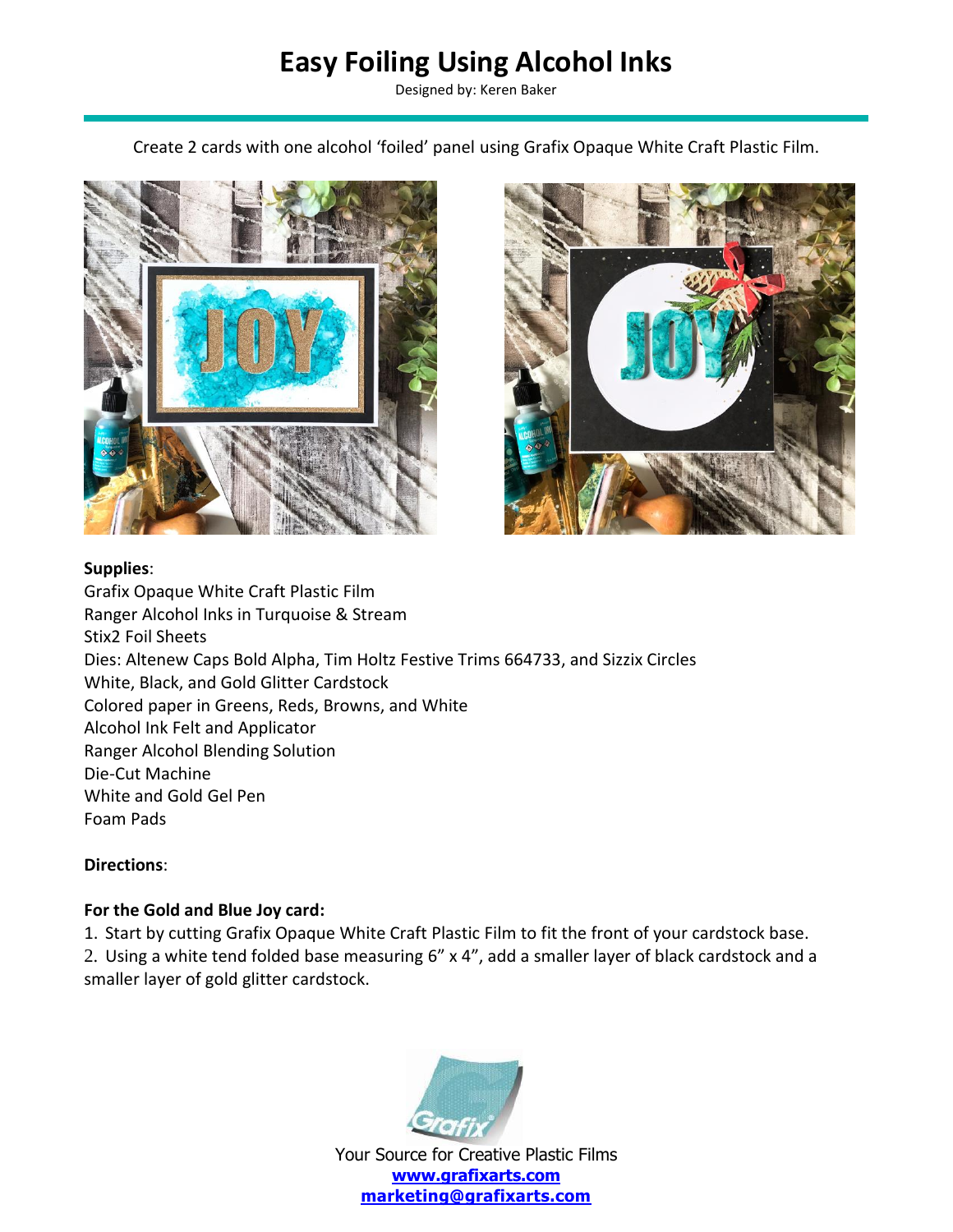# Easy Foiling Using Alcohol Inks

Designed by: Keren Baker

Create 2 cards with one alcohol 'foiled' panel using Grafix Opaque White Craft Plastic Film.

**Supplies**:

Grafix Opaque White Craft Plastic Film
Ranger Alcohol Inks in Turquoise & Stream
Stix2 Foil Sheets
Dies: Altenew Caps Bold Alpha, Tim Holtz Festive Trims 664733, and Sizzix Circles
White, Black, and Gold Glitter Cardstock
Colored paper in Greens, Reds, Browns, and White
Alcohol Ink Felt and Applicator
Ranger Alcohol Blending Solution
Die-Cut Machine
White and Gold Gel Pen
Foam Pads

**Directions**:

**For the Gold and Blue Joy card:**

1. Start by cutting Grafix Opaque White Craft Plastic Film to fit the front of your cardstock base.
2. Using a white tend folded base measuring 6" x 4", add a smaller layer of black cardstock and a smaller layer of gold glitter cardstock.

Your Source for Creative Plastic Films
www.grafixarts.com
marketing@grafixarts.com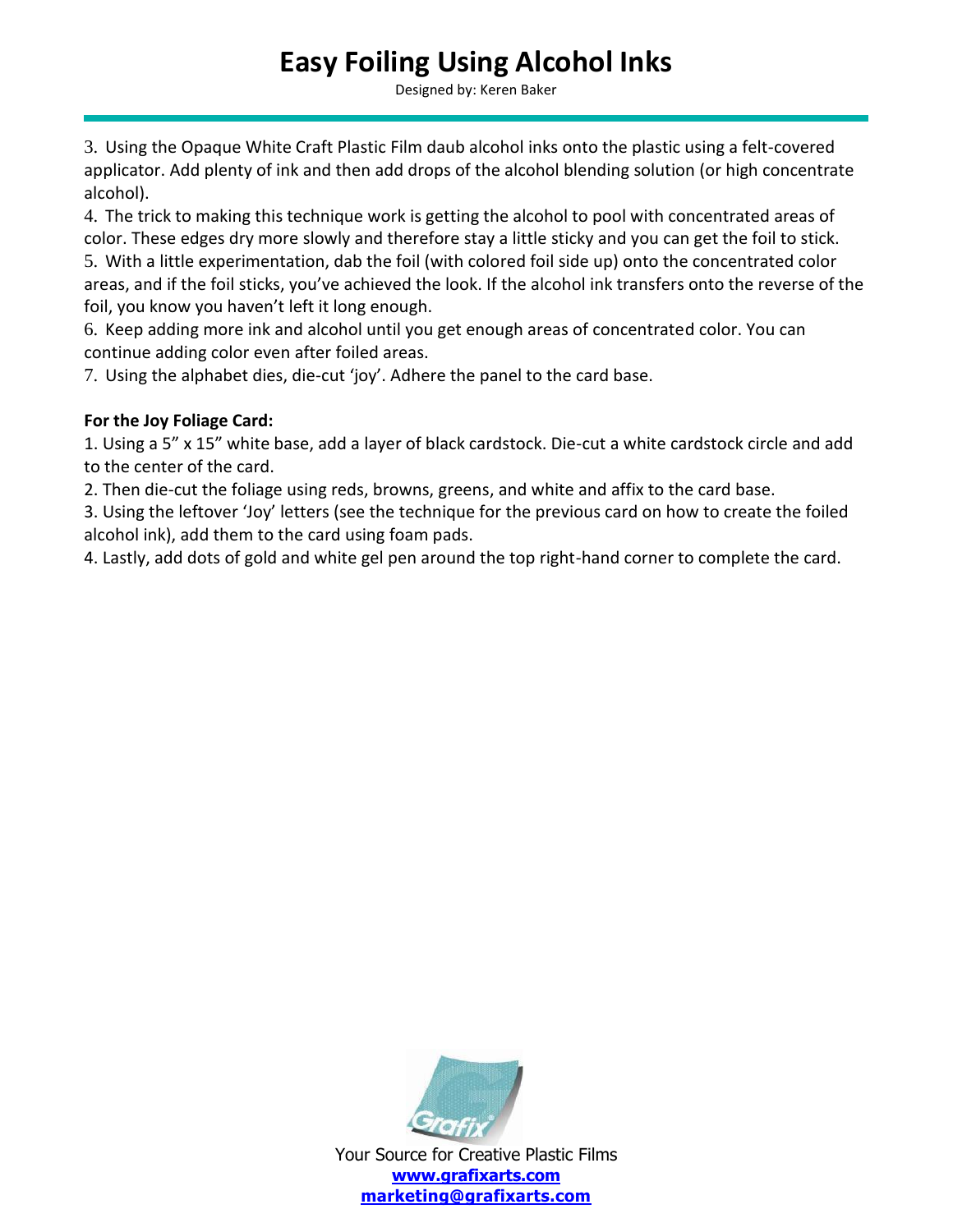# Easy Foiling Using Alcohol Inks

Designed by: Keren Baker

3. Using the Opaque White Craft Plastic Film daub alcohol inks onto the plastic using a felt-covered applicator. Add plenty of ink and then add drops of the alcohol blending solution (or high concentrate alcohol).
4. The trick to making this technique work is getting the alcohol to pool with concentrated areas of color. These edges dry more slowly and therefore stay a little sticky and you can get the foil to stick.
5. With a little experimentation, dab the foil (with colored foil side up) onto the concentrated color areas, and if the foil sticks, you've achieved the look. If the alcohol ink transfers onto the reverse of the foil, you know you haven't left it long enough.
6. Keep adding more ink and alcohol until you get enough areas of concentrated color. You can continue adding color even after foiled areas.
7. Using the alphabet dies, die-cut 'joy'. Adhere the panel to the card base.

**For the Joy Foliage Card:**

1. Using a 5" x 15" white base, add a layer of black cardstock. Die-cut a white cardstock circle and add to the center of the card.
2. Then die-cut the foliage using reds, browns, greens, and white and affix to the card base.
3. Using the leftover 'Joy' letters (see the technique for the previous card on how to create the foiled alcohol ink), add them to the card using foam pads.
4. Lastly, add dots of gold and white gel pen around the top right-hand corner to complete the card.

Grafix

Your Source for Creative Plastic Films

**www.grafixarts.com**

**marketing@grafixarts.com**